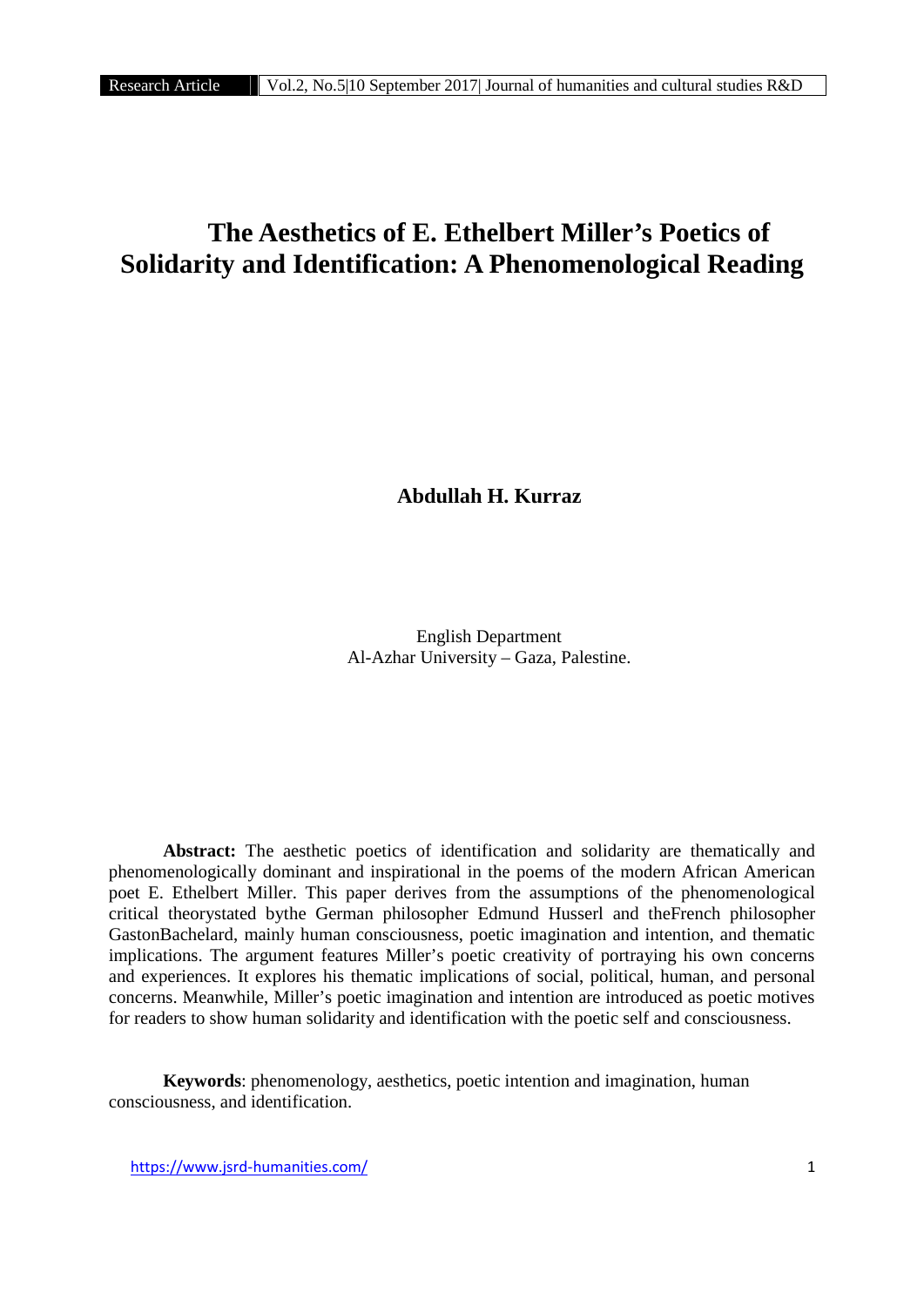# The Aesthetics of E. Ethelbert Miller's Poetics of Solidarity and Identification: A Phenomenological Reading

**Abdullah H. Kurraz**

English Department
Al-Azhar University – Gaza, Palestine.

**Abstract:** The aesthetic poetics of identification and solidarity are thematically and phenomenologically dominant and inspirational in the poems of the modern African American poet E. Ethelbert Miller. This paper derives from the assumptions of the phenomenological critical theorystated bythe German philosopher Edmund Husserl and theFrench philosopher GastonBachelard, mainly human consciousness, poetic imagination and intention, and thematic implications. The argument features Miller's poetic creativity of portraying his own concerns and experiences. It explores his thematic implications of social, political, human, and personal concerns. Meanwhile, Miller's poetic imagination and intention are introduced as poetic motives for readers to show human solidarity and identification with the poetic self and consciousness.

**Keywords**: phenomenology, aesthetics, poetic intention and imagination, human consciousness, and identification.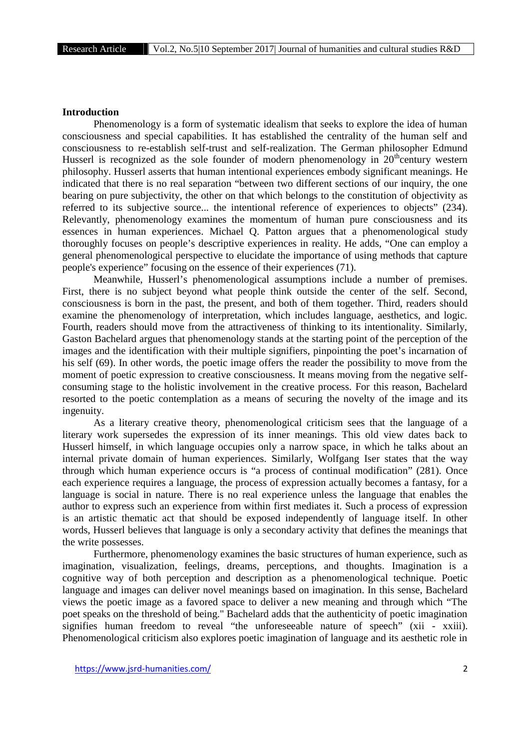**Introduction**

Phenomenology is a form of systematic idealism that seeks to explore the idea of human consciousness and special capabilities. It has established the centrality of the human self and consciousness to re-establish self-trust and self-realization. The German philosopher Edmund Husserl is recognized as the sole founder of modern phenomenology in 20$^{th}$century western philosophy. Husserl asserts that human intentional experiences embody significant meanings. He indicated that there is no real separation "between two different sections of our inquiry, the one bearing on pure subjectivity, the other on that which belongs to the constitution of objectivity as referred to its subjective source... the intentional reference of experiences to objects" (234). Relevantly, phenomenology examines the momentum of human pure consciousness and its essences in human experiences. Michael Q. Patton argues that a phenomenological study thoroughly focuses on people's descriptive experiences in reality. He adds, "One can employ a general phenomenological perspective to elucidate the importance of using methods that capture people's experience" focusing on the essence of their experiences (71).

Meanwhile, Husserl's phenomenological assumptions include a number of premises. First, there is no subject beyond what people think outside the center of the self. Second, consciousness is born in the past, the present, and both of them together. Third, readers should examine the phenomenology of interpretation, which includes language, aesthetics, and logic. Fourth, readers should move from the attractiveness of thinking to its intentionality. Similarly, Gaston Bachelard argues that phenomenology stands at the starting point of the perception of the images and the identification with their multiple signifiers, pinpointing the poet's incarnation of his self (69). In other words, the poetic image offers the reader the possibility to move from the moment of poetic expression to creative consciousness. It means moving from the negative self-consuming stage to the holistic involvement in the creative process. For this reason, Bachelard resorted to the poetic contemplation as a means of securing the novelty of the image and its ingenuity.

As a literary creative theory, phenomenological criticism sees that the language of a literary work supersedes the expression of its inner meanings. This old view dates back to Husserl himself, in which language occupies only a narrow space, in which he talks about an internal private domain of human experiences. Similarly, Wolfgang Iser states that the way through which human experience occurs is "a process of continual modification" (281). Once each experience requires a language, the process of expression actually becomes a fantasy, for a language is social in nature. There is no real experience unless the language that enables the author to express such an experience from within first mediates it. Such a process of expression is an artistic thematic act that should be exposed independently of language itself. In other words, Husserl believes that language is only a secondary activity that defines the meanings that the write possesses.

Furthermore, phenomenology examines the basic structures of human experience, such as imagination, visualization, feelings, dreams, perceptions, and thoughts. Imagination is a cognitive way of both perception and description as a phenomenological technique. Poetic language and images can deliver novel meanings based on imagination. In this sense, Bachelard views the poetic image as a favored space to deliver a new meaning and through which "The poet speaks on the threshold of being." Bachelard adds that the authenticity of poetic imagination signifies human freedom to reveal "the unforeseeable nature of speech" (xii - xxiii). Phenomenological criticism also explores poetic imagination of language and its aesthetic role in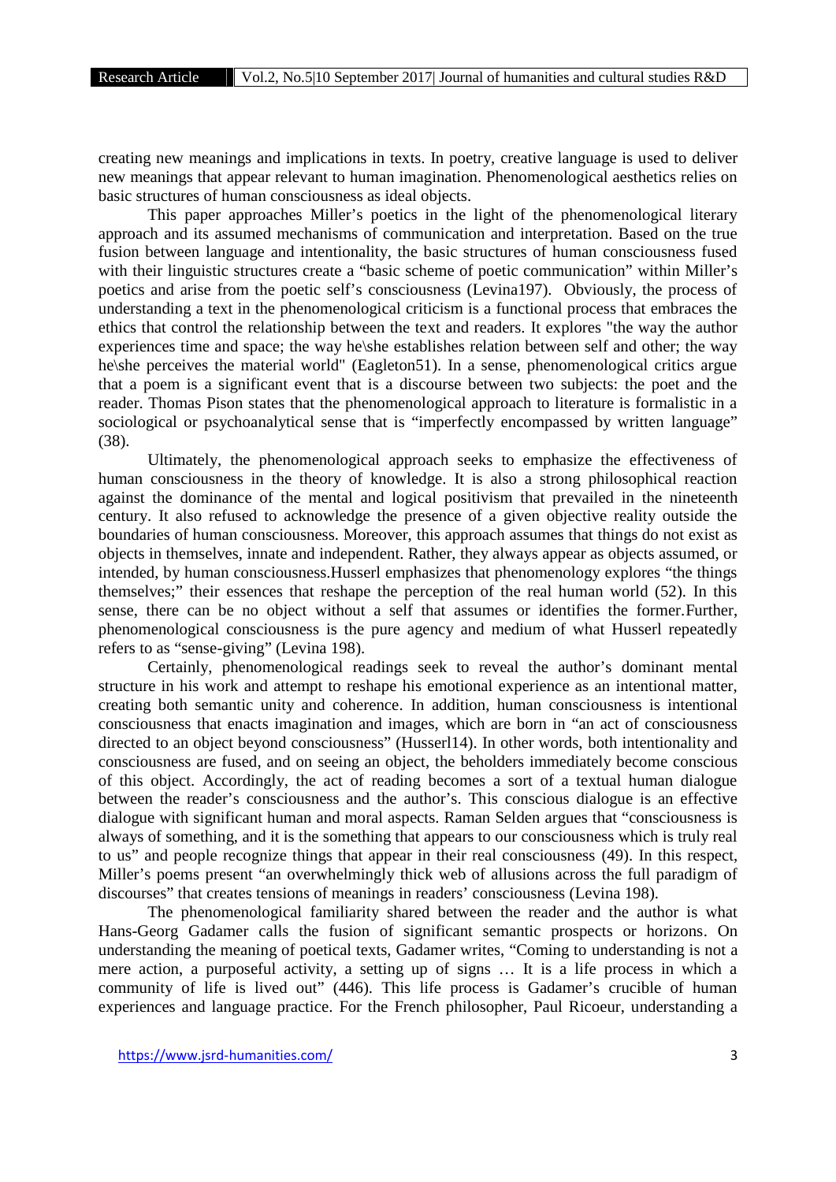creating new meanings and implications in texts. In poetry, creative language is used to deliver new meanings that appear relevant to human imagination. Phenomenological aesthetics relies on basic structures of human consciousness as ideal objects.

This paper approaches Miller's poetics in the light of the phenomenological literary approach and its assumed mechanisms of communication and interpretation. Based on the true fusion between language and intentionality, the basic structures of human consciousness fused with their linguistic structures create a "basic scheme of poetic communication" within Miller's poetics and arise from the poetic self's consciousness (Levina197). Obviously, the process of understanding a text in the phenomenological criticism is a functional process that embraces the ethics that control the relationship between the text and readers. It explores "the way the author experiences time and space; the way he\she establishes relation between self and other; the way he\she perceives the material world" (Eagleton51). In a sense, phenomenological critics argue that a poem is a significant event that is a discourse between two subjects: the poet and the reader. Thomas Pison states that the phenomenological approach to literature is formalistic in a sociological or psychoanalytical sense that is "imperfectly encompassed by written language" (38).

Ultimately, the phenomenological approach seeks to emphasize the effectiveness of human consciousness in the theory of knowledge. It is also a strong philosophical reaction against the dominance of the mental and logical positivism that prevailed in the nineteenth century. It also refused to acknowledge the presence of a given objective reality outside the boundaries of human consciousness. Moreover, this approach assumes that things do not exist as objects in themselves, innate and independent. Rather, they always appear as objects assumed, or intended, by human consciousness.Husserl emphasizes that phenomenology explores "the things themselves;" their essences that reshape the perception of the real human world (52). In this sense, there can be no object without a self that assumes or identifies the former.Further, phenomenological consciousness is the pure agency and medium of what Husserl repeatedly refers to as "sense-giving" (Levina 198).

Certainly, phenomenological readings seek to reveal the author's dominant mental structure in his work and attempt to reshape his emotional experience as an intentional matter, creating both semantic unity and coherence. In addition, human consciousness is intentional consciousness that enacts imagination and images, which are born in "an act of consciousness directed to an object beyond consciousness" (Husserl14). In other words, both intentionality and consciousness are fused, and on seeing an object, the beholders immediately become conscious of this object. Accordingly, the act of reading becomes a sort of a textual human dialogue between the reader's consciousness and the author's. This conscious dialogue is an effective dialogue with significant human and moral aspects. Raman Selden argues that "consciousness is always of something, and it is the something that appears to our consciousness which is truly real to us" and people recognize things that appear in their real consciousness (49). In this respect, Miller's poems present "an overwhelmingly thick web of allusions across the full paradigm of discourses" that creates tensions of meanings in readers' consciousness (Levina 198).

The phenomenological familiarity shared between the reader and the author is what Hans-Georg Gadamer calls the fusion of significant semantic prospects or horizons. On understanding the meaning of poetical texts, Gadamer writes, "Coming to understanding is not a mere action, a purposeful activity, a setting up of signs … It is a life process in which a community of life is lived out" (446). This life process is Gadamer's crucible of human experiences and language practice. For the French philosopher, Paul Ricoeur, understanding a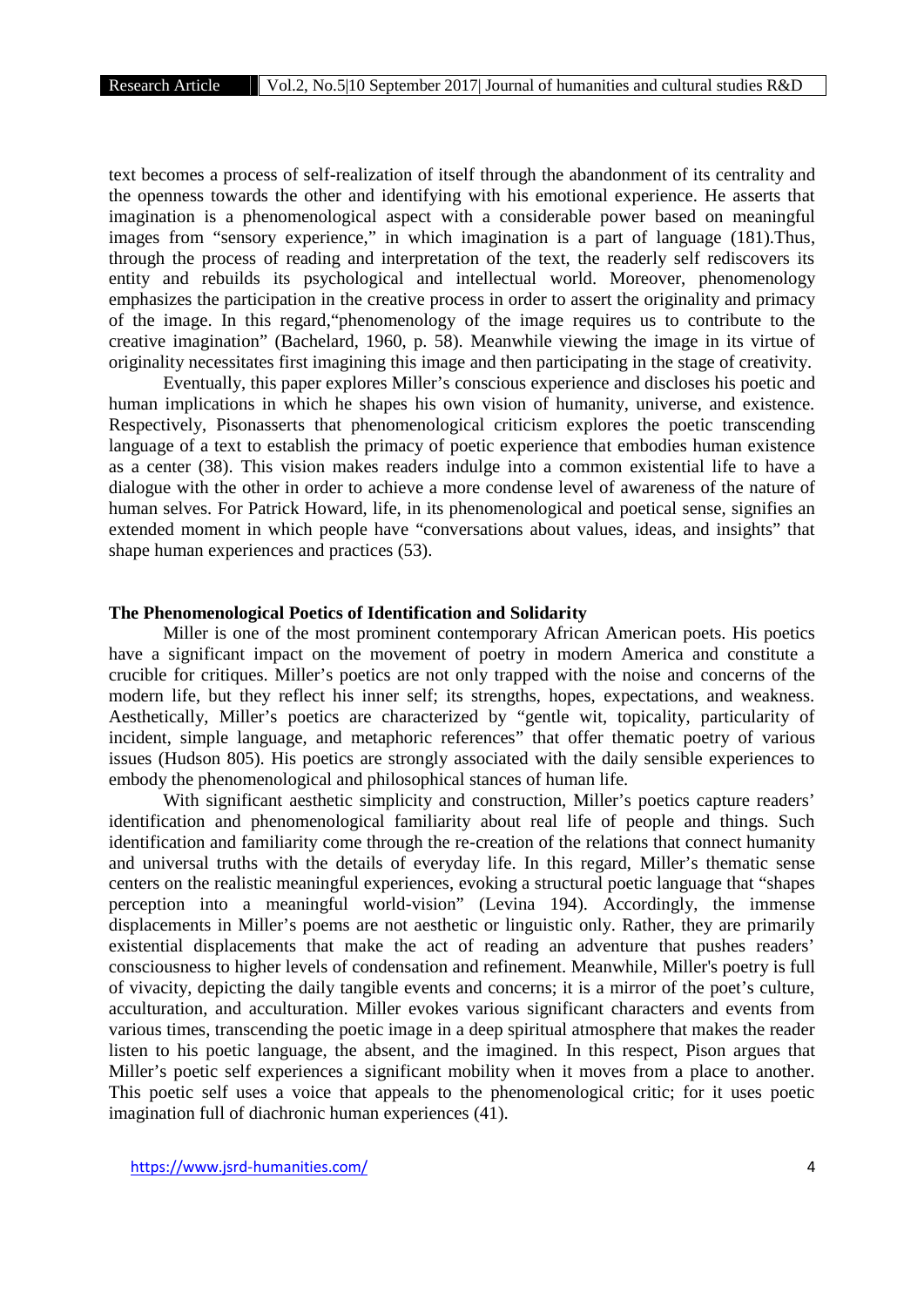text becomes a process of self-realization of itself through the abandonment of its centrality and the openness towards the other and identifying with his emotional experience. He asserts that imagination is a phenomenological aspect with a considerable power based on meaningful images from "sensory experience," in which imagination is a part of language (181).Thus, through the process of reading and interpretation of the text, the readerly self rediscovers its entity and rebuilds its psychological and intellectual world. Moreover, phenomenology emphasizes the participation in the creative process in order to assert the originality and primacy of the image. In this regard,"phenomenology of the image requires us to contribute to the creative imagination" (Bachelard, 1960, p. 58). Meanwhile viewing the image in its virtue of originality necessitates first imagining this image and then participating in the stage of creativity.

Eventually, this paper explores Miller's conscious experience and discloses his poetic and human implications in which he shapes his own vision of humanity, universe, and existence. Respectively, Pisonasserts that phenomenological criticism explores the poetic transcending language of a text to establish the primacy of poetic experience that embodies human existence as a center (38). This vision makes readers indulge into a common existential life to have a dialogue with the other in order to achieve a more condense level of awareness of the nature of human selves. For Patrick Howard, life, in its phenomenological and poetical sense, signifies an extended moment in which people have "conversations about values, ideas, and insights" that shape human experiences and practices (53).

## The Phenomenological Poetics of Identification and Solidarity

Miller is one of the most prominent contemporary African American poets. His poetics have a significant impact on the movement of poetry in modern America and constitute a crucible for critiques. Miller's poetics are not only trapped with the noise and concerns of the modern life, but they reflect his inner self; its strengths, hopes, expectations, and weakness. Aesthetically, Miller's poetics are characterized by "gentle wit, topicality, particularity of incident, simple language, and metaphoric references" that offer thematic poetry of various issues (Hudson 805). His poetics are strongly associated with the daily sensible experiences to embody the phenomenological and philosophical stances of human life.

With significant aesthetic simplicity and construction, Miller's poetics capture readers' identification and phenomenological familiarity about real life of people and things. Such identification and familiarity come through the re-creation of the relations that connect humanity and universal truths with the details of everyday life. In this regard, Miller's thematic sense centers on the realistic meaningful experiences, evoking a structural poetic language that "shapes perception into a meaningful world-vision" (Levina 194). Accordingly, the immense displacements in Miller's poems are not aesthetic or linguistic only. Rather, they are primarily existential displacements that make the act of reading an adventure that pushes readers' consciousness to higher levels of condensation and refinement. Meanwhile, Miller's poetry is full of vivacity, depicting the daily tangible events and concerns; it is a mirror of the poet's culture, acculturation, and acculturation. Miller evokes various significant characters and events from various times, transcending the poetic image in a deep spiritual atmosphere that makes the reader listen to his poetic language, the absent, and the imagined. In this respect, Pison argues that Miller's poetic self experiences a significant mobility when it moves from a place to another. This poetic self uses a voice that appeals to the phenomenological critic; for it uses poetic imagination full of diachronic human experiences (41).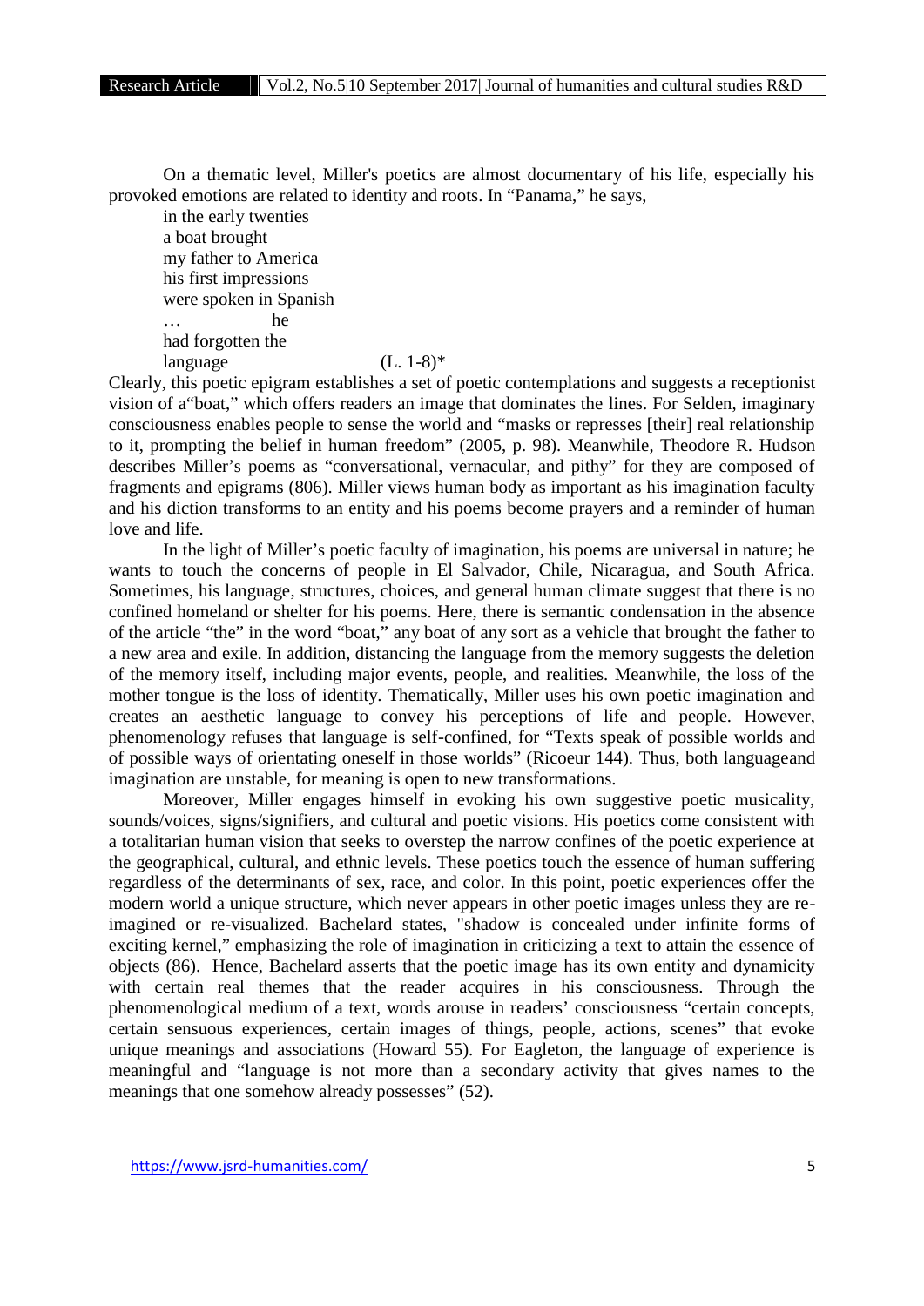On a thematic level, Miller's poetics are almost documentary of his life, especially his provoked emotions are related to identity and roots. In "Panama," he says,

> in the early twenties  
> a boat brought  
> my father to America  
> his first impressions  
> were spoken in Spanish  
> …                he  
> had forgotten the  
> language                    (L. 1-8)*

Clearly, this poetic epigram establishes a set of poetic contemplations and suggests a receptionist vision of a"boat," which offers readers an image that dominates the lines. For Selden, imaginary consciousness enables people to sense the world and "masks or represses [their] real relationship to it, prompting the belief in human freedom" (2005, p. 98). Meanwhile, Theodore R. Hudson describes Miller's poems as "conversational, vernacular, and pithy" for they are composed of fragments and epigrams (806). Miller views human body as important as his imagination faculty and his diction transforms to an entity and his poems become prayers and a reminder of human love and life.

In the light of Miller's poetic faculty of imagination, his poems are universal in nature; he wants to touch the concerns of people in El Salvador, Chile, Nicaragua, and South Africa. Sometimes, his language, structures, choices, and general human climate suggest that there is no confined homeland or shelter for his poems. Here, there is semantic condensation in the absence of the article "the" in the word "boat," any boat of any sort as a vehicle that brought the father to a new area and exile. In addition, distancing the language from the memory suggests the deletion of the memory itself, including major events, people, and realities. Meanwhile, the loss of the mother tongue is the loss of identity. Thematically, Miller uses his own poetic imagination and creates an aesthetic language to convey his perceptions of life and people. However, phenomenology refuses that language is self-confined, for "Texts speak of possible worlds and of possible ways of orientating oneself in those worlds" (Ricoeur 144). Thus, both languageand imagination are unstable, for meaning is open to new transformations.

Moreover, Miller engages himself in evoking his own suggestive poetic musicality, sounds/voices, signs/signifiers, and cultural and poetic visions. His poetics come consistent with a totalitarian human vision that seeks to overstep the narrow confines of the poetic experience at the geographical, cultural, and ethnic levels. These poetics touch the essence of human suffering regardless of the determinants of sex, race, and color. In this point, poetic experiences offer the modern world a unique structure, which never appears in other poetic images unless they are re-imagined or re-visualized. Bachelard states, "shadow is concealed under infinite forms of exciting kernel," emphasizing the role of imagination in criticizing a text to attain the essence of objects (86). Hence, Bachelard asserts that the poetic image has its own entity and dynamicity with certain real themes that the reader acquires in his consciousness. Through the phenomenological medium of a text, words arouse in readers' consciousness "certain concepts, certain sensuous experiences, certain images of things, people, actions, scenes" that evoke unique meanings and associations (Howard 55). For Eagleton, the language of experience is meaningful and "language is not more than a secondary activity that gives names to the meanings that one somehow already possesses" (52).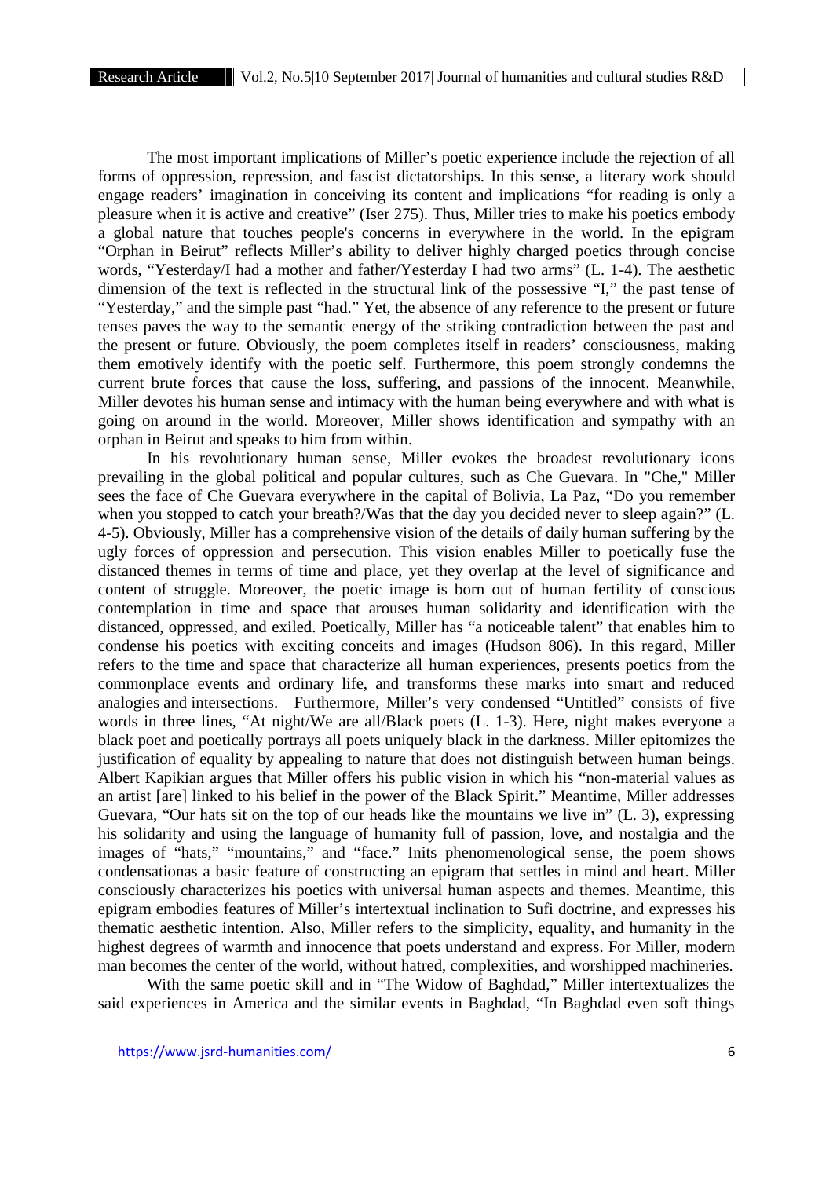The most important implications of Miller's poetic experience include the rejection of all forms of oppression, repression, and fascist dictatorships. In this sense, a literary work should engage readers' imagination in conceiving its content and implications "for reading is only a pleasure when it is active and creative" (Iser 275). Thus, Miller tries to make his poetics embody a global nature that touches people's concerns in everywhere in the world. In the epigram "Orphan in Beirut" reflects Miller's ability to deliver highly charged poetics through concise words, "Yesterday/I had a mother and father/Yesterday I had two arms" (L. 1-4). The aesthetic dimension of the text is reflected in the structural link of the possessive "I," the past tense of "Yesterday," and the simple past "had." Yet, the absence of any reference to the present or future tenses paves the way to the semantic energy of the striking contradiction between the past and the present or future. Obviously, the poem completes itself in readers' consciousness, making them emotively identify with the poetic self. Furthermore, this poem strongly condemns the current brute forces that cause the loss, suffering, and passions of the innocent. Meanwhile, Miller devotes his human sense and intimacy with the human being everywhere and with what is going on around in the world. Moreover, Miller shows identification and sympathy with an orphan in Beirut and speaks to him from within.

In his revolutionary human sense, Miller evokes the broadest revolutionary icons prevailing in the global political and popular cultures, such as Che Guevara. In "Che," Miller sees the face of Che Guevara everywhere in the capital of Bolivia, La Paz, "Do you remember when you stopped to catch your breath?/Was that the day you decided never to sleep again?" (L. 4-5). Obviously, Miller has a comprehensive vision of the details of daily human suffering by the ugly forces of oppression and persecution. This vision enables Miller to poetically fuse the distanced themes in terms of time and place, yet they overlap at the level of significance and content of struggle. Moreover, the poetic image is born out of human fertility of conscious contemplation in time and space that arouses human solidarity and identification with the distanced, oppressed, and exiled. Poetically, Miller has "a noticeable talent" that enables him to condense his poetics with exciting conceits and images (Hudson 806). In this regard, Miller refers to the time and space that characterize all human experiences, presents poetics from the commonplace events and ordinary life, and transforms these marks into smart and reduced analogies and intersections. Furthermore, Miller's very condensed "Untitled" consists of five words in three lines, "At night/We are all/Black poets (L. 1-3). Here, night makes everyone a black poet and poetically portrays all poets uniquely black in the darkness. Miller epitomizes the justification of equality by appealing to nature that does not distinguish between human beings. Albert Kapikian argues that Miller offers his public vision in which his "non-material values as an artist [are] linked to his belief in the power of the Black Spirit." Meantime, Miller addresses Guevara, "Our hats sit on the top of our heads like the mountains we live in" (L. 3), expressing his solidarity and using the language of humanity full of passion, love, and nostalgia and the images of "hats," "mountains," and "face." Inits phenomenological sense, the poem shows condensationas a basic feature of constructing an epigram that settles in mind and heart. Miller consciously characterizes his poetics with universal human aspects and themes. Meantime, this epigram embodies features of Miller's intertextual inclination to Sufi doctrine, and expresses his thematic aesthetic intention. Also, Miller refers to the simplicity, equality, and humanity in the highest degrees of warmth and innocence that poets understand and express. For Miller, modern man becomes the center of the world, without hatred, complexities, and worshipped machineries.

With the same poetic skill and in "The Widow of Baghdad," Miller intertextualizes the said experiences in America and the similar events in Baghdad, "In Baghdad even soft things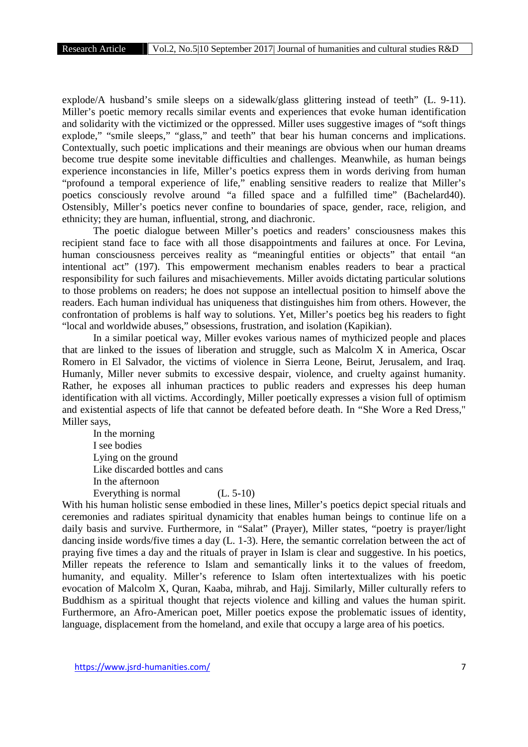explode/A husband's smile sleeps on a sidewalk/glass glittering instead of teeth" (L. 9-11). Miller's poetic memory recalls similar events and experiences that evoke human identification and solidarity with the victimized or the oppressed. Miller uses suggestive images of "soft things explode," "smile sleeps," "glass," and teeth" that bear his human concerns and implications. Contextually, such poetic implications and their meanings are obvious when our human dreams become true despite some inevitable difficulties and challenges. Meanwhile, as human beings experience inconstancies in life, Miller's poetics express them in words deriving from human "profound a temporal experience of life," enabling sensitive readers to realize that Miller's poetics consciously revolve around "a filled space and a fulfilled time" (Bachelard40). Ostensibly, Miller's poetics never confine to boundaries of space, gender, race, religion, and ethnicity; they are human, influential, strong, and diachronic.

The poetic dialogue between Miller's poetics and readers' consciousness makes this recipient stand face to face with all those disappointments and failures at once. For Levina, human consciousness perceives reality as "meaningful entities or objects" that entail "an intentional act" (197). This empowerment mechanism enables readers to bear a practical responsibility for such failures and misachievements. Miller avoids dictating particular solutions to those problems on readers; he does not suppose an intellectual position to himself above the readers. Each human individual has uniqueness that distinguishes him from others. However, the confrontation of problems is half way to solutions. Yet, Miller's poetics beg his readers to fight "local and worldwide abuses," obsessions, frustration, and isolation (Kapikian).

In a similar poetical way, Miller evokes various names of mythicized people and places that are linked to the issues of liberation and struggle, such as Malcolm X in America, Oscar Romero in El Salvador, the victims of violence in Sierra Leone, Beirut, Jerusalem, and Iraq. Humanly, Miller never submits to excessive despair, violence, and cruelty against humanity. Rather, he exposes all inhuman practices to public readers and expresses his deep human identification with all victims. Accordingly, Miller poetically expresses a vision full of optimism and existential aspects of life that cannot be defeated before death. In "She Wore a Red Dress," Miller says,

> In the morning  
> I see bodies  
> Lying on the ground  
> Like discarded bottles and cans  
> In the afternoon  
> Everything is normal (L. 5-10)

With his human holistic sense embodied in these lines, Miller's poetics depict special rituals and ceremonies and radiates spiritual dynamicity that enables human beings to continue life on a daily basis and survive. Furthermore, in "Salat" (Prayer), Miller states, "poetry is prayer/light dancing inside words/five times a day (L. 1-3). Here, the semantic correlation between the act of praying five times a day and the rituals of prayer in Islam is clear and suggestive. In his poetics, Miller repeats the reference to Islam and semantically links it to the values of freedom, humanity, and equality. Miller's reference to Islam often intertextualizes with his poetic evocation of Malcolm X, Quran, Kaaba, mihrab, and Hajj. Similarly, Miller culturally refers to Buddhism as a spiritual thought that rejects violence and killing and values the human spirit. Furthermore, an Afro-American poet, Miller poetics expose the problematic issues of identity, language, displacement from the homeland, and exile that occupy a large area of his poetics.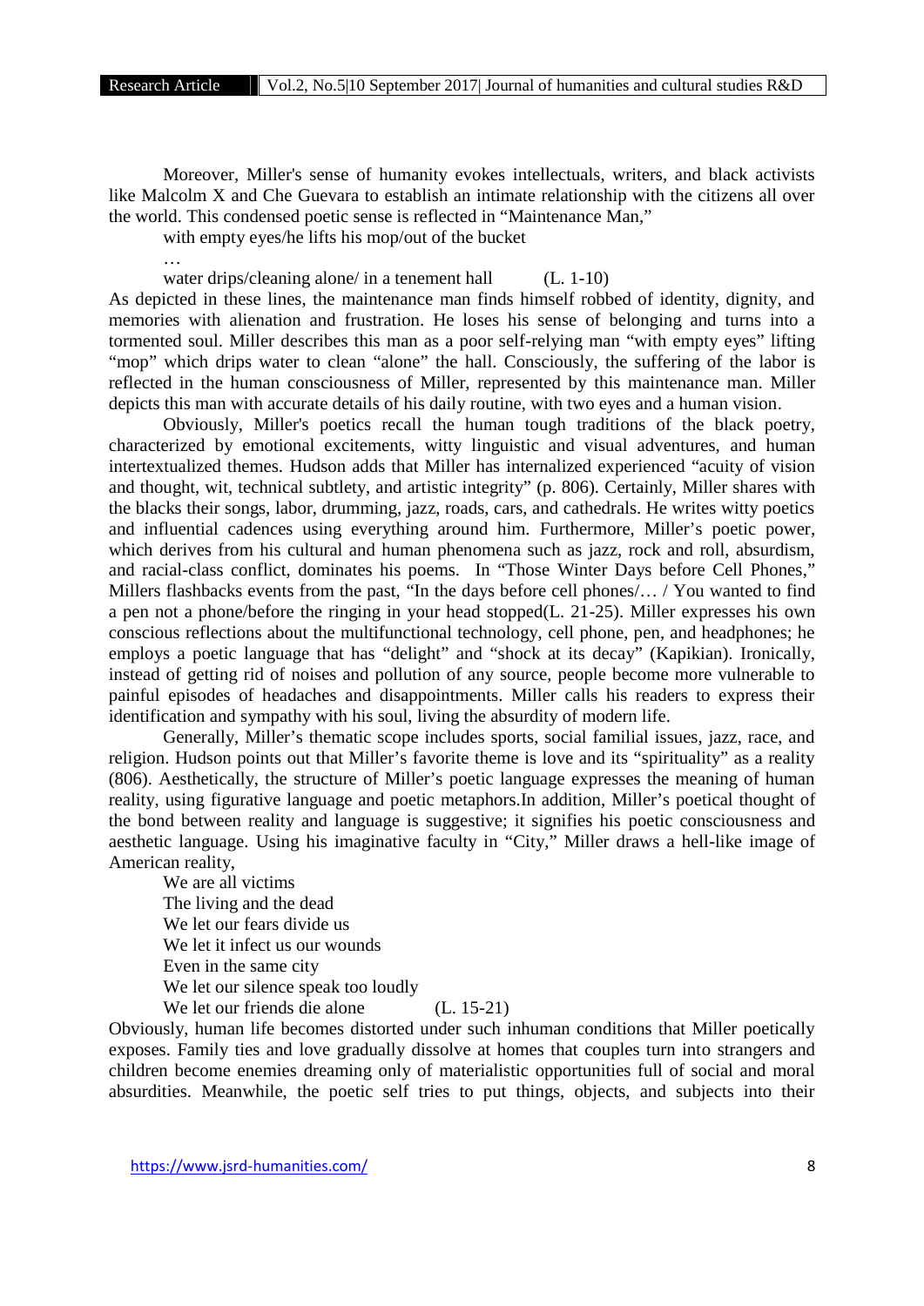Moreover, Miller's sense of humanity evokes intellectuals, writers, and black activists like Malcolm X and Che Guevara to establish an intimate relationship with the citizens all over the world. This condensed poetic sense is reflected in "Maintenance Man,"

> with empty eyes/he lifts his mop/out of the bucket
>
> …
>
> water drips/cleaning alone/ in a tenement hall (L. 1-10)

As depicted in these lines, the maintenance man finds himself robbed of identity, dignity, and memories with alienation and frustration. He loses his sense of belonging and turns into a tormented soul. Miller describes this man as a poor self-relying man "with empty eyes" lifting "mop" which drips water to clean "alone" the hall. Consciously, the suffering of the labor is reflected in the human consciousness of Miller, represented by this maintenance man. Miller depicts this man with accurate details of his daily routine, with two eyes and a human vision.

Obviously, Miller's poetics recall the human tough traditions of the black poetry, characterized by emotional excitements, witty linguistic and visual adventures, and human intertextualized themes. Hudson adds that Miller has internalized experienced "acuity of vision and thought, wit, technical subtlety, and artistic integrity" (p. 806). Certainly, Miller shares with the blacks their songs, labor, drumming, jazz, roads, cars, and cathedrals. He writes witty poetics and influential cadences using everything around him. Furthermore, Miller's poetic power, which derives from his cultural and human phenomena such as jazz, rock and roll, absurdism, and racial-class conflict, dominates his poems. In "Those Winter Days before Cell Phones," Millers flashbacks events from the past, "In the days before cell phones/… / You wanted to find a pen not a phone/before the ringing in your head stopped(L. 21-25). Miller expresses his own conscious reflections about the multifunctional technology, cell phone, pen, and headphones; he employs a poetic language that has "delight" and "shock at its decay" (Kapikian). Ironically, instead of getting rid of noises and pollution of any source, people become more vulnerable to painful episodes of headaches and disappointments. Miller calls his readers to express their identification and sympathy with his soul, living the absurdity of modern life.

Generally, Miller's thematic scope includes sports, social familial issues, jazz, race, and religion. Hudson points out that Miller's favorite theme is love and its "spirituality" as a reality (806). Aesthetically, the structure of Miller's poetic language expresses the meaning of human reality, using figurative language and poetic metaphors.In addition, Miller's poetical thought of the bond between reality and language is suggestive; it signifies his poetic consciousness and aesthetic language. Using his imaginative faculty in "City," Miller draws a hell-like image of American reality,

> We are all victims
> The living and the dead
> We let our fears divide us
> We let it infect us our wounds
> Even in the same city
> We let our silence speak too loudly
> We let our friends die alone (L. 15-21)

Obviously, human life becomes distorted under such inhuman conditions that Miller poetically exposes. Family ties and love gradually dissolve at homes that couples turn into strangers and children become enemies dreaming only of materialistic opportunities full of social and moral absurdities. Meanwhile, the poetic self tries to put things, objects, and subjects into their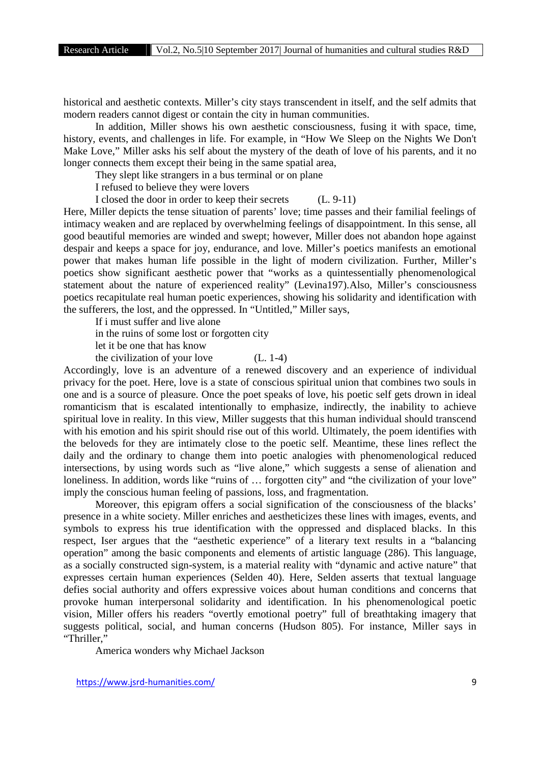historical and aesthetic contexts. Miller's city stays transcendent in itself, and the self admits that modern readers cannot digest or contain the city in human communities.

In addition, Miller shows his own aesthetic consciousness, fusing it with space, time, history, events, and challenges in life. For example, in "How We Sleep on the Nights We Don't Make Love," Miller asks his self about the mystery of the death of love of his parents, and it no longer connects them except their being in the same spatial area,

> They slept like strangers in a bus terminal or on plane
> I refused to believe they were lovers
> I closed the door in order to keep their secrets (L. 9-11)

Here, Miller depicts the tense situation of parents' love; time passes and their familial feelings of intimacy weaken and are replaced by overwhelming feelings of disappointment. In this sense, all good beautiful memories are winded and swept; however, Miller does not abandon hope against despair and keeps a space for joy, endurance, and love. Miller's poetics manifests an emotional power that makes human life possible in the light of modern civilization. Further, Miller's poetics show significant aesthetic power that "works as a quintessentially phenomenological statement about the nature of experienced reality" (Levina197).Also, Miller's consciousness poetics recapitulate real human poetic experiences, showing his solidarity and identification with the sufferers, the lost, and the oppressed. In "Untitled," Miller says,

> If i must suffer and live alone
> in the ruins of some lost or forgotten city
> let it be one that has know
> the civilization of your love (L. 1-4)

Accordingly, love is an adventure of a renewed discovery and an experience of individual privacy for the poet. Here, love is a state of conscious spiritual union that combines two souls in one and is a source of pleasure. Once the poet speaks of love, his poetic self gets drown in ideal romanticism that is escalated intentionally to emphasize, indirectly, the inability to achieve spiritual love in reality. In this view, Miller suggests that this human individual should transcend with his emotion and his spirit should rise out of this world. Ultimately, the poem identifies with the beloveds for they are intimately close to the poetic self. Meantime, these lines reflect the daily and the ordinary to change them into poetic analogies with phenomenological reduced intersections, by using words such as "live alone," which suggests a sense of alienation and loneliness. In addition, words like "ruins of … forgotten city" and "the civilization of your love" imply the conscious human feeling of passions, loss, and fragmentation.

Moreover, this epigram offers a social signification of the consciousness of the blacks' presence in a white society. Miller enriches and aestheticizes these lines with images, events, and symbols to express his true identification with the oppressed and displaced blacks. In this respect, Iser argues that the "aesthetic experience" of a literary text results in a "balancing operation" among the basic components and elements of artistic language (286). This language, as a socially constructed sign-system, is a material reality with "dynamic and active nature" that expresses certain human experiences (Selden 40). Here, Selden asserts that textual language defies social authority and offers expressive voices about human conditions and concerns that provoke human interpersonal solidarity and identification. In his phenomenological poetic vision, Miller offers his readers "overtly emotional poetry" full of breathtaking imagery that suggests political, social, and human concerns (Hudson 805). For instance, Miller says in "Thriller,"

> America wonders why Michael Jackson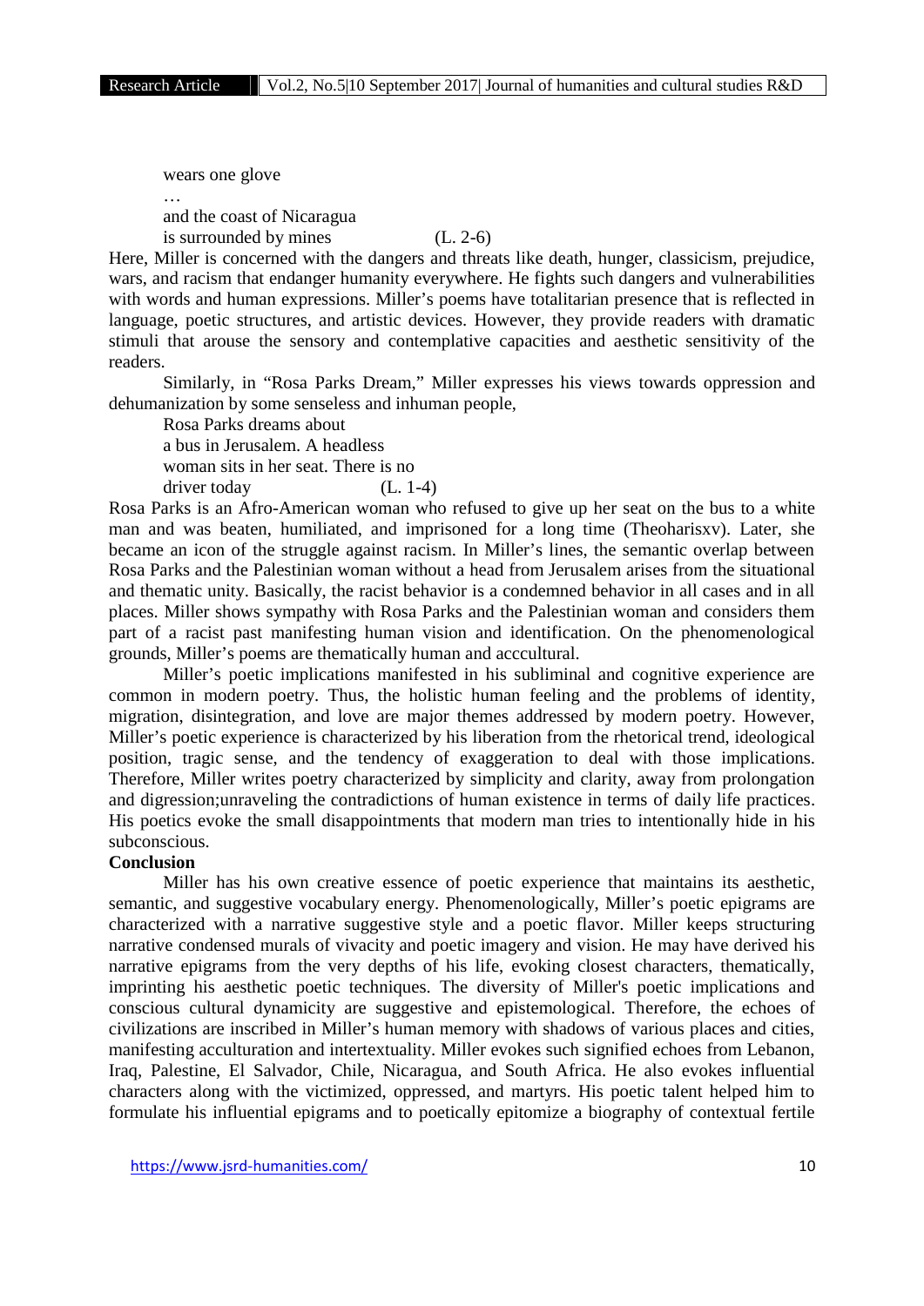wears one glove

…

and the coast of Nicaragua

is surrounded by mines (L. 2-6)

Here, Miller is concerned with the dangers and threats like death, hunger, classicism, prejudice, wars, and racism that endanger humanity everywhere. He fights such dangers and vulnerabilities with words and human expressions. Miller's poems have totalitarian presence that is reflected in language, poetic structures, and artistic devices. However, they provide readers with dramatic stimuli that arouse the sensory and contemplative capacities and aesthetic sensitivity of the readers.

Similarly, in "Rosa Parks Dream," Miller expresses his views towards oppression and dehumanization by some senseless and inhuman people,

Rosa Parks dreams about

a bus in Jerusalem. A headless

woman sits in her seat. There is no

driver today (L. 1-4)

Rosa Parks is an Afro-American woman who refused to give up her seat on the bus to a white man and was beaten, humiliated, and imprisoned for a long time (Theoharisxv). Later, she became an icon of the struggle against racism. In Miller's lines, the semantic overlap between Rosa Parks and the Palestinian woman without a head from Jerusalem arises from the situational and thematic unity. Basically, the racist behavior is a condemned behavior in all cases and in all places. Miller shows sympathy with Rosa Parks and the Palestinian woman and considers them part of a racist past manifesting human vision and identification. On the phenomenological grounds, Miller's poems are thematically human and acccultural.

Miller's poetic implications manifested in his subliminal and cognitive experience are common in modern poetry. Thus, the holistic human feeling and the problems of identity, migration, disintegration, and love are major themes addressed by modern poetry. However, Miller's poetic experience is characterized by his liberation from the rhetorical trend, ideological position, tragic sense, and the tendency of exaggeration to deal with those implications. Therefore, Miller writes poetry characterized by simplicity and clarity, away from prolongation and digression;unraveling the contradictions of human existence in terms of daily life practices. His poetics evoke the small disappointments that modern man tries to intentionally hide in his subconscious.

**Conclusion**

Miller has his own creative essence of poetic experience that maintains its aesthetic, semantic, and suggestive vocabulary energy. Phenomenologically, Miller's poetic epigrams are characterized with a narrative suggestive style and a poetic flavor. Miller keeps structuring narrative condensed murals of vivacity and poetic imagery and vision. He may have derived his narrative epigrams from the very depths of his life, evoking closest characters, thematically, imprinting his aesthetic poetic techniques. The diversity of Miller's poetic implications and conscious cultural dynamicity are suggestive and epistemological. Therefore, the echoes of civilizations are inscribed in Miller's human memory with shadows of various places and cities, manifesting acculturation and intertextuality. Miller evokes such signified echoes from Lebanon, Iraq, Palestine, El Salvador, Chile, Nicaragua, and South Africa. He also evokes influential characters along with the victimized, oppressed, and martyrs. His poetic talent helped him to formulate his influential epigrams and to poetically epitomize a biography of contextual fertile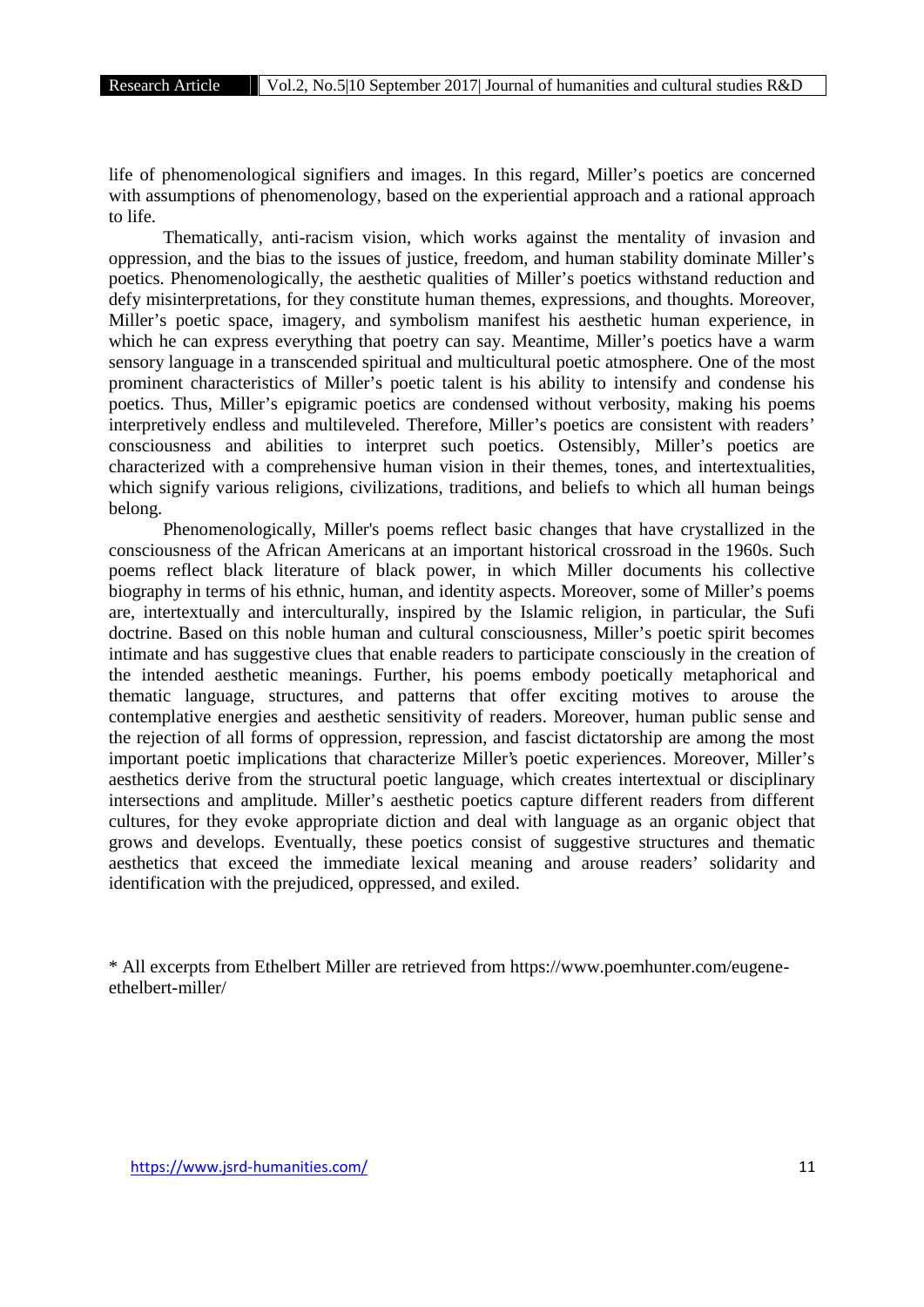life of phenomenological signifiers and images. In this regard, Miller's poetics are concerned with assumptions of phenomenology, based on the experiential approach and a rational approach to life.

Thematically, anti-racism vision, which works against the mentality of invasion and oppression, and the bias to the issues of justice, freedom, and human stability dominate Miller's poetics. Phenomenologically, the aesthetic qualities of Miller's poetics withstand reduction and defy misinterpretations, for they constitute human themes, expressions, and thoughts. Moreover, Miller's poetic space, imagery, and symbolism manifest his aesthetic human experience, in which he can express everything that poetry can say. Meantime, Miller's poetics have a warm sensory language in a transcended spiritual and multicultural poetic atmosphere. One of the most prominent characteristics of Miller's poetic talent is his ability to intensify and condense his poetics. Thus, Miller's epigramic poetics are condensed without verbosity, making his poems interpretively endless and multileveled. Therefore, Miller's poetics are consistent with readers' consciousness and abilities to interpret such poetics. Ostensibly, Miller's poetics are characterized with a comprehensive human vision in their themes, tones, and intertextualities, which signify various religions, civilizations, traditions, and beliefs to which all human beings belong.

Phenomenologically, Miller's poems reflect basic changes that have crystallized in the consciousness of the African Americans at an important historical crossroad in the 1960s. Such poems reflect black literature of black power, in which Miller documents his collective biography in terms of his ethnic, human, and identity aspects. Moreover, some of Miller's poems are, intertextually and interculturally, inspired by the Islamic religion, in particular, the Sufi doctrine. Based on this noble human and cultural consciousness, Miller's poetic spirit becomes intimate and has suggestive clues that enable readers to participate consciously in the creation of the intended aesthetic meanings. Further, his poems embody poetically metaphorical and thematic language, structures, and patterns that offer exciting motives to arouse the contemplative energies and aesthetic sensitivity of readers. Moreover, human public sense and the rejection of all forms of oppression, repression, and fascist dictatorship are among the most important poetic implications that characterize Miller's poetic experiences. Moreover, Miller's aesthetics derive from the structural poetic language, which creates intertextual or disciplinary intersections and amplitude. Miller's aesthetic poetics capture different readers from different cultures, for they evoke appropriate diction and deal with language as an organic object that grows and develops. Eventually, these poetics consist of suggestive structures and thematic aesthetics that exceed the immediate lexical meaning and arouse readers' solidarity and identification with the prejudiced, oppressed, and exiled.

* All excerpts from Ethelbert Miller are retrieved from https://www.poemhunter.com/eugene-ethelbert-miller/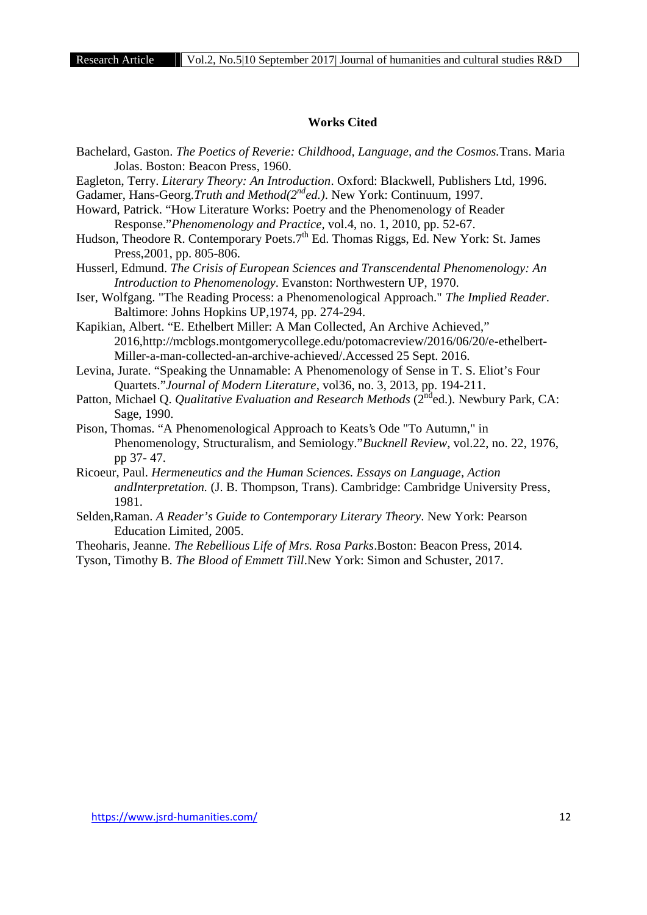## Works Cited

Bachelard, Gaston. *The Poetics of Reverie: Childhood, Language, and the Cosmos.*Trans. Maria Jolas. Boston: Beacon Press, 1960.

Eagleton, Terry. *Literary Theory: An Introduction*. Oxford: Blackwell, Publishers Ltd, 1996.

Gadamer, Hans-Georg.*Truth and Method(2nd ed.)*. New York: Continuum, 1997.

Howard, Patrick. "How Literature Works: Poetry and the Phenomenology of Reader Response."*Phenomenology and Practice*, vol.4, no. 1, 2010, pp. 52-67.

Hudson, Theodore R. Contemporary Poets.7th Ed. Thomas Riggs, Ed. New York: St. James Press,2001, pp. 805-806.

Husserl, Edmund. *The Crisis of European Sciences and Transcendental Phenomenology: An Introduction to Phenomenology*. Evanston: Northwestern UP, 1970.

Iser, Wolfgang. "The Reading Process: a Phenomenological Approach." *The Implied Reader*. Baltimore: Johns Hopkins UP,1974, pp. 274-294.

Kapikian, Albert. "E. Ethelbert Miller: A Man Collected, An Archive Achieved," 2016,http://mcblogs.montgomerycollege.edu/potomacreview/2016/06/20/e-ethelbert-Miller-a-man-collected-an-archive-achieved/.Accessed 25 Sept. 2016.

Levina, Jurate. "Speaking the Unnamable: A Phenomenology of Sense in T. S. Eliot's Four Quartets."*Journal of Modern Literature*, vol36, no. 3, 2013, pp. 194-211.

Patton, Michael Q. *Qualitative Evaluation and Research Methods* (2nd ed.). Newbury Park, CA: Sage, 1990.

Pison, Thomas. "A Phenomenological Approach to Keats's Ode "To Autumn," in Phenomenology, Structuralism, and Semiology."*Bucknell Review*, vol.22, no. 22, 1976, pp 37- 47.

Ricoeur, Paul. *Hermeneutics and the Human Sciences. Essays on Language, Action andInterpretation.* (J. B. Thompson, Trans). Cambridge: Cambridge University Press, 1981.

Selden,Raman. *A Reader's Guide to Contemporary Literary Theory*. New York: Pearson Education Limited, 2005.

Theoharis, Jeanne. *The Rebellious Life of Mrs. Rosa Parks*.Boston: Beacon Press, 2014.

Tyson, Timothy B. *The Blood of Emmett Till*.New York: Simon and Schuster, 2017.